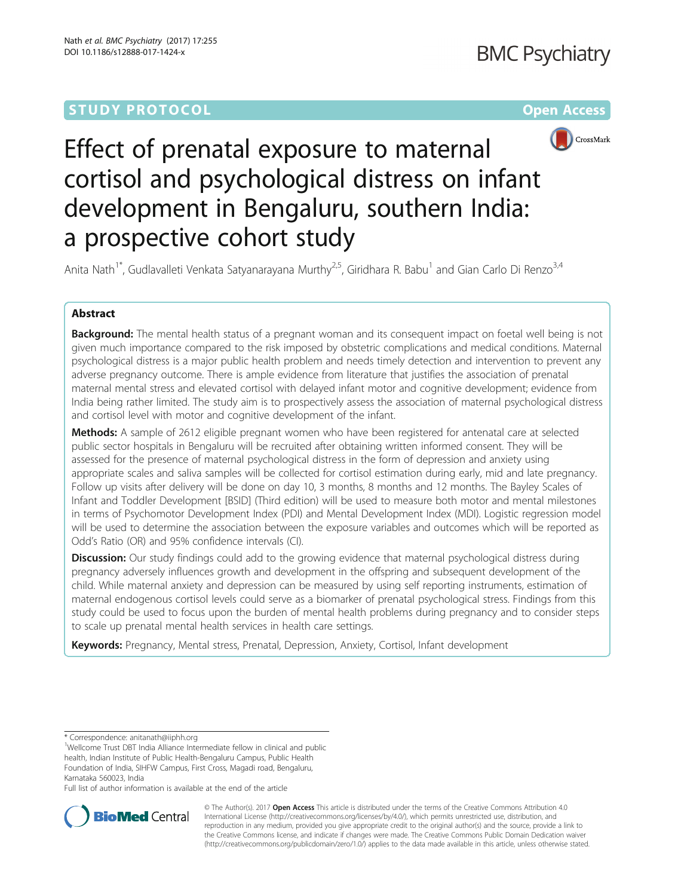STUDY PROTOCOL

Open Access

# Effect of prenatal exposure to maternal cortisol and psychological distress on infant development in Bengaluru, southern India: a prospective cohort study

Anita Nath[1*], Gudlavalleti Venkata Satyanarayana Murthy[2,5], Giridhara R. Babu[1] and Gian Carlo Di Renzo[3,4]

## Abstract

**Background:** The mental health status of a pregnant woman and its consequent impact on foetal well being is not given much importance compared to the risk imposed by obstetric complications and medical conditions. Maternal psychological distress is a major public health problem and needs timely detection and intervention to prevent any adverse pregnancy outcome. There is ample evidence from literature that justifies the association of prenatal maternal mental stress and elevated cortisol with delayed infant motor and cognitive development; evidence from India being rather limited. The study aim is to prospectively assess the association of maternal psychological distress and cortisol level with motor and cognitive development of the infant.

**Methods:** A sample of 2612 eligible pregnant women who have been registered for antenatal care at selected public sector hospitals in Bengaluru will be recruited after obtaining written informed consent. They will be assessed for the presence of maternal psychological distress in the form of depression and anxiety using appropriate scales and saliva samples will be collected for cortisol estimation during early, mid and late pregnancy. Follow up visits after delivery will be done on day 10, 3 months, 8 months and 12 months. The Bayley Scales of Infant and Toddler Development [BSID] (Third edition) will be used to measure both motor and mental milestones in terms of Psychomotor Development Index (PDI) and Mental Development Index (MDI). Logistic regression model will be used to determine the association between the exposure variables and outcomes which will be reported as Odd's Ratio (OR) and 95% confidence intervals (CI).

**Discussion:** Our study findings could add to the growing evidence that maternal psychological distress during pregnancy adversely influences growth and development in the offspring and subsequent development of the child. While maternal anxiety and depression can be measured by using self reporting instruments, estimation of maternal endogenous cortisol levels could serve as a biomarker of prenatal psychological stress. Findings from this study could be used to focus upon the burden of mental health problems during pregnancy and to consider steps to scale up prenatal mental health services in health care settings.

**Keywords:** Pregnancy, Mental stress, Prenatal, Depression, Anxiety, Cortisol, Infant development

---

\* Correspondence: anitanath@iiphh.org

[1]Wellcome Trust DBT India Alliance Intermediate fellow in clinical and public health, Indian Institute of Public Health-Bengaluru Campus, Public Health Foundation of India, SIHFW Campus, First Cross, Magadi road, Bengaluru, Karnataka 560023, India

Full list of author information is available at the end of the article

© The Author(s). 2017 **Open Access** This article is distributed under the terms of the Creative Commons Attribution 4.0 International License (http://creativecommons.org/licenses/by/4.0/), which permits unrestricted use, distribution, and reproduction in any medium, provided you give appropriate credit to the original author(s) and the source, provide a link to the Creative Commons license, and indicate if changes were made. The Creative Commons Public Domain Dedication waiver (http://creativecommons.org/publicdomain/zero/1.0/) applies to the data made available in this article, unless otherwise stated.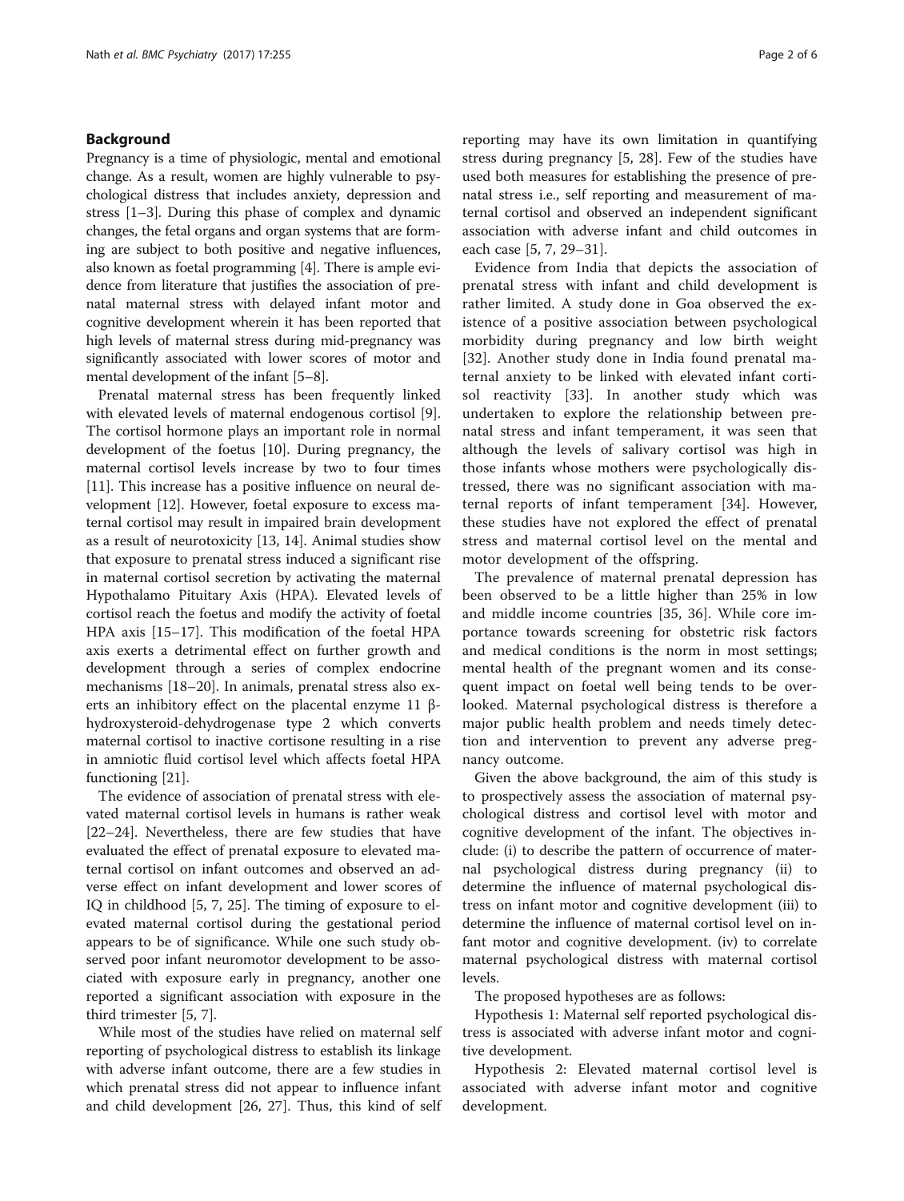## Background

Pregnancy is a time of physiologic, mental and emotional change. As a result, women are highly vulnerable to psychological distress that includes anxiety, depression and stress [1–3]. During this phase of complex and dynamic changes, the fetal organs and organ systems that are forming are subject to both positive and negative influences, also known as foetal programming [4]. There is ample evidence from literature that justifies the association of prenatal maternal stress with delayed infant motor and cognitive development wherein it has been reported that high levels of maternal stress during mid-pregnancy was significantly associated with lower scores of motor and mental development of the infant [5–8].

Prenatal maternal stress has been frequently linked with elevated levels of maternal endogenous cortisol [9]. The cortisol hormone plays an important role in normal development of the foetus [10]. During pregnancy, the maternal cortisol levels increase by two to four times [11]. This increase has a positive influence on neural development [12]. However, foetal exposure to excess maternal cortisol may result in impaired brain development as a result of neurotoxicity [13, 14]. Animal studies show that exposure to prenatal stress induced a significant rise in maternal cortisol secretion by activating the maternal Hypothalamo Pituitary Axis (HPA). Elevated levels of cortisol reach the foetus and modify the activity of foetal HPA axis [15–17]. This modification of the foetal HPA axis exerts a detrimental effect on further growth and development through a series of complex endocrine mechanisms [18–20]. In animals, prenatal stress also exerts an inhibitory effect on the placental enzyme 11 β-hydroxysteroid-dehydrogenase type 2 which converts maternal cortisol to inactive cortisone resulting in a rise in amniotic fluid cortisol level which affects foetal HPA functioning [21].

The evidence of association of prenatal stress with elevated maternal cortisol levels in humans is rather weak [22–24]. Nevertheless, there are few studies that have evaluated the effect of prenatal exposure to elevated maternal cortisol on infant outcomes and observed an adverse effect on infant development and lower scores of IQ in childhood [5, 7, 25]. The timing of exposure to elevated maternal cortisol during the gestational period appears to be of significance. While one such study observed poor infant neuromotor development to be associated with exposure early in pregnancy, another one reported a significant association with exposure in the third trimester [5, 7].

While most of the studies have relied on maternal self reporting of psychological distress to establish its linkage with adverse infant outcome, there are a few studies in which prenatal stress did not appear to influence infant and child development [26, 27]. Thus, this kind of self reporting may have its own limitation in quantifying stress during pregnancy [5, 28]. Few of the studies have used both measures for establishing the presence of prenatal stress i.e., self reporting and measurement of maternal cortisol and observed an independent significant association with adverse infant and child outcomes in each case [5, 7, 29–31].

Evidence from India that depicts the association of prenatal stress with infant and child development is rather limited. A study done in Goa observed the existence of a positive association between psychological morbidity during pregnancy and low birth weight [32]. Another study done in India found prenatal maternal anxiety to be linked with elevated infant cortisol reactivity [33]. In another study which was undertaken to explore the relationship between prenatal stress and infant temperament, it was seen that although the levels of salivary cortisol was high in those infants whose mothers were psychologically distressed, there was no significant association with maternal reports of infant temperament [34]. However, these studies have not explored the effect of prenatal stress and maternal cortisol level on the mental and motor development of the offspring.

The prevalence of maternal prenatal depression has been observed to be a little higher than 25% in low and middle income countries [35, 36]. While core importance towards screening for obstetric risk factors and medical conditions is the norm in most settings; mental health of the pregnant women and its consequent impact on foetal well being tends to be overlooked. Maternal psychological distress is therefore a major public health problem and needs timely detection and intervention to prevent any adverse pregnancy outcome.

Given the above background, the aim of this study is to prospectively assess the association of maternal psychological distress and cortisol level with motor and cognitive development of the infant. The objectives include: (i) to describe the pattern of occurrence of maternal psychological distress during pregnancy (ii) to determine the influence of maternal psychological distress on infant motor and cognitive development (iii) to determine the influence of maternal cortisol level on infant motor and cognitive development. (iv) to correlate maternal psychological distress with maternal cortisol levels.

The proposed hypotheses are as follows:

Hypothesis 1: Maternal self reported psychological distress is associated with adverse infant motor and cognitive development.

Hypothesis 2: Elevated maternal cortisol level is associated with adverse infant motor and cognitive development.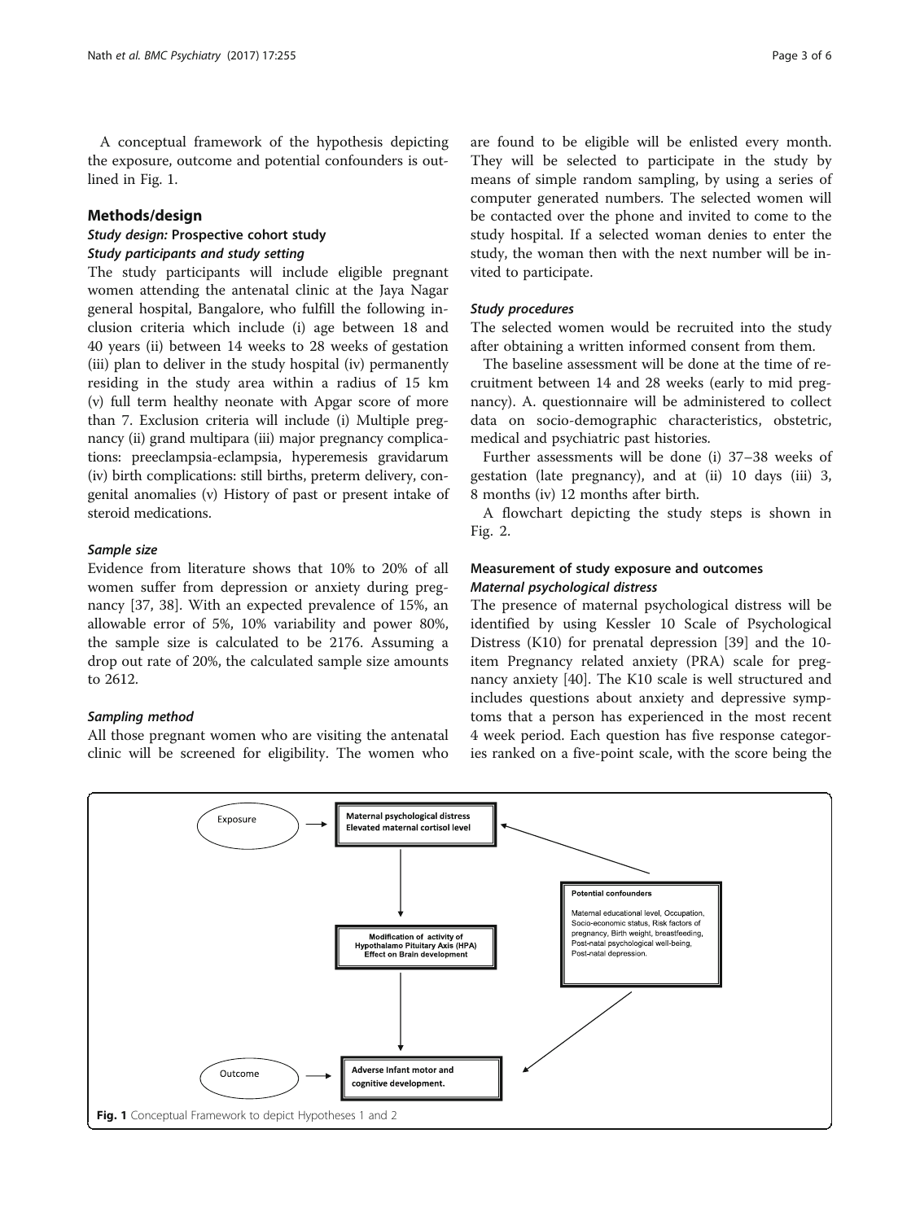A conceptual framework of the hypothesis depicting the exposure, outcome and potential confounders is outlined in Fig. 1.

## Methods/design

### *Study design:* Prospective cohort study

### *Study participants and study setting*

The study participants will include eligible pregnant women attending the antenatal clinic at the Jaya Nagar general hospital, Bangalore, who fulfill the following inclusion criteria which include (i) age between 18 and 40 years (ii) between 14 weeks to 28 weeks of gestation (iii) plan to deliver in the study hospital (iv) permanently residing in the study area within a radius of 15 km (v) full term healthy neonate with Apgar score of more than 7. Exclusion criteria will include (i) Multiple pregnancy (ii) grand multipara (iii) major pregnancy complications: preeclampsia-eclampsia, hyperemesis gravidarum (iv) birth complications: still births, preterm delivery, congenital anomalies (v) History of past or present intake of steroid medications.

### *Sample size*

Evidence from literature shows that 10% to 20% of all women suffer from depression or anxiety during pregnancy [37, 38]. With an expected prevalence of 15%, an allowable error of 5%, 10% variability and power 80%, the sample size is calculated to be 2176. Assuming a drop out rate of 20%, the calculated sample size amounts to 2612.

### *Sampling method*

All those pregnant women who are visiting the antenatal clinic will be screened for eligibility. The women who are found to be eligible will be enlisted every month. They will be selected to participate in the study by means of simple random sampling, by using a series of computer generated numbers. The selected women will be contacted over the phone and invited to come to the study hospital. If a selected woman denies to enter the study, the woman then with the next number will be invited to participate.

### *Study procedures*

The selected women would be recruited into the study after obtaining a written informed consent from them.

The baseline assessment will be done at the time of recruitment between 14 and 28 weeks (early to mid pregnancy). A. questionnaire will be administered to collect data on socio-demographic characteristics, obstetric, medical and psychiatric past histories.

Further assessments will be done (i) 37–38 weeks of gestation (late pregnancy), and at (ii) 10 days (iii) 3, 8 months (iv) 12 months after birth.

A flowchart depicting the study steps is shown in Fig. 2.

## Measurement of study exposure and outcomes

### *Maternal psychological distress*

The presence of maternal psychological distress will be identified by using Kessler 10 Scale of Psychological Distress (K10) for prenatal depression [39] and the 10-item Pregnancy related anxiety (PRA) scale for pregnancy anxiety [40]. The K10 scale is well structured and includes questions about anxiety and depressive symptoms that a person has experienced in the most recent 4 week period. Each question has five response categories ranked on a five-point scale, with the score being the

**Fig. 1** Conceptual Framework to depict Hypotheses 1 and 2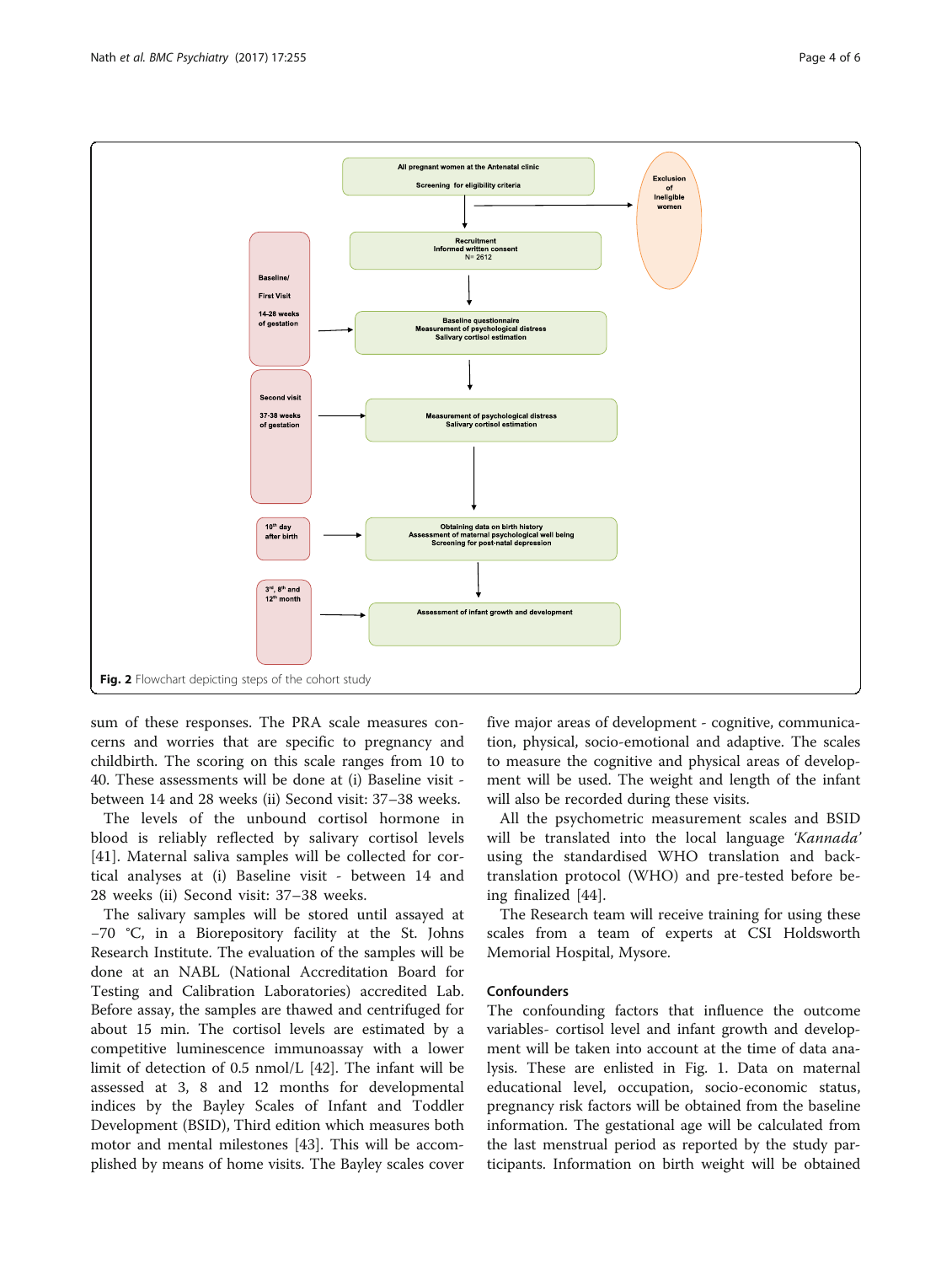All pregnant women at the Antenatal clinic

Screening for eligibility criteria

Exclusion of Ineligible women

Recruitment
Informed written consent
N= 2612

Baseline/

First Visit

14-28 weeks of gestation

Baseline questionnaire
Measurement of psychological distress
Salivary cortisol estimation

Second visit

37-38 weeks of gestation

Measurement of psychological distress
Salivary cortisol estimation

10th day after birth

Obtaining data on birth history
Assessment of maternal psychological well being
Screening for post-natal depression

3rd, 8th and 12th month

Assessment of infant growth and development

**Fig. 2** Flowchart depicting steps of the cohort study

sum of these responses. The PRA scale measures concerns and worries that are specific to pregnancy and childbirth. The scoring on this scale ranges from 10 to 40. These assessments will be done at (i) Baseline visit - between 14 and 28 weeks (ii) Second visit: 37–38 weeks.

The levels of the unbound cortisol hormone in blood is reliably reflected by salivary cortisol levels [41]. Maternal saliva samples will be collected for cortical analyses at (i) Baseline visit - between 14 and 28 weeks (ii) Second visit: 37–38 weeks.

The salivary samples will be stored until assayed at −70 °C, in a Biorepository facility at the St. Johns Research Institute. The evaluation of the samples will be done at an NABL (National Accreditation Board for Testing and Calibration Laboratories) accredited Lab. Before assay, the samples are thawed and centrifuged for about 15 min. The cortisol levels are estimated by a competitive luminescence immunoassay with a lower limit of detection of 0.5 nmol/L [42]. The infant will be assessed at 3, 8 and 12 months for developmental indices by the Bayley Scales of Infant and Toddler Development (BSID), Third edition which measures both motor and mental milestones [43]. This will be accomplished by means of home visits. The Bayley scales cover five major areas of development - cognitive, communication, physical, socio-emotional and adaptive. The scales to measure the cognitive and physical areas of development will be used. The weight and length of the infant will also be recorded during these visits.

All the psychometric measurement scales and BSID will be translated into the local language *'Kannada'* using the standardised WHO translation and back-translation protocol (WHO) and pre-tested before being finalized [44].

The Research team will receive training for using these scales from a team of experts at CSI Holdsworth Memorial Hospital, Mysore.

## Confounders

The confounding factors that influence the outcome variables- cortisol level and infant growth and development will be taken into account at the time of data analysis. These are enlisted in Fig. 1. Data on maternal educational level, occupation, socio-economic status, pregnancy risk factors will be obtained from the baseline information. The gestational age will be calculated from the last menstrual period as reported by the study participants. Information on birth weight will be obtained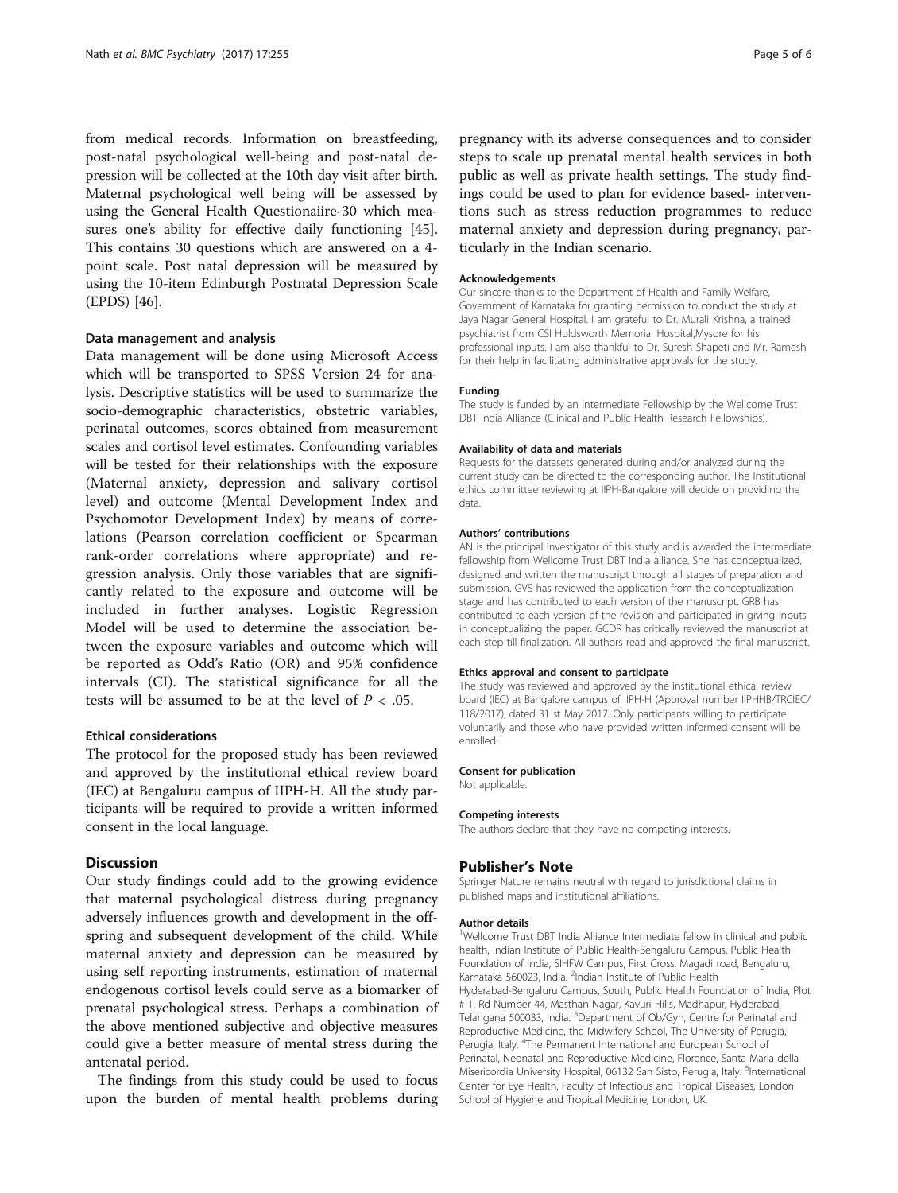from medical records. Information on breastfeeding, post-natal psychological well-being and post-natal depression will be collected at the 10th day visit after birth. Maternal psychological well being will be assessed by using the General Health Questionaiire-30 which measures one's ability for effective daily functioning [45]. This contains 30 questions which are answered on a 4-point scale. Post natal depression will be measured by using the 10-item Edinburgh Postnatal Depression Scale (EPDS) [46].

### Data management and analysis

Data management will be done using Microsoft Access which will be transported to SPSS Version 24 for analysis. Descriptive statistics will be used to summarize the socio-demographic characteristics, obstetric variables, perinatal outcomes, scores obtained from measurement scales and cortisol level estimates. Confounding variables will be tested for their relationships with the exposure (Maternal anxiety, depression and salivary cortisol level) and outcome (Mental Development Index and Psychomotor Development Index) by means of correlations (Pearson correlation coefficient or Spearman rank-order correlations where appropriate) and regression analysis. Only those variables that are significantly related to the exposure and outcome will be included in further analyses. Logistic Regression Model will be used to determine the association between the exposure variables and outcome which will be reported as Odd's Ratio (OR) and 95% confidence intervals (CI). The statistical significance for all the tests will be assumed to be at the level of $P < .05$.

### Ethical considerations

The protocol for the proposed study has been reviewed and approved by the institutional ethical review board (IEC) at Bengaluru campus of IIPH-H. All the study participants will be required to provide a written informed consent in the local language.

## Discussion

Our study findings could add to the growing evidence that maternal psychological distress during pregnancy adversely influences growth and development in the offspring and subsequent development of the child. While maternal anxiety and depression can be measured by using self reporting instruments, estimation of maternal endogenous cortisol levels could serve as a biomarker of prenatal psychological stress. Perhaps a combination of the above mentioned subjective and objective measures could give a better measure of mental stress during the antenatal period.

The findings from this study could be used to focus upon the burden of mental health problems during pregnancy with its adverse consequences and to consider steps to scale up prenatal mental health services in both public as well as private health settings. The study findings could be used to plan for evidence based- interventions such as stress reduction programmes to reduce maternal anxiety and depression during pregnancy, particularly in the Indian scenario.

#### Acknowledgements

Our sincere thanks to the Department of Health and Family Welfare, Government of Karnataka for granting permission to conduct the study at Jaya Nagar General Hospital. I am grateful to Dr. Murali Krishna, a trained psychiatrist from CSI Holdsworth Memorial Hospital,Mysore for his professional inputs. I am also thankful to Dr. Suresh Shapeti and Mr. Ramesh for their help in facilitating administrative approvals for the study.

#### Funding

The study is funded by an Intermediate Fellowship by the Wellcome Trust DBT India Alliance (Clinical and Public Health Research Fellowships).

#### Availability of data and materials

Requests for the datasets generated during and/or analyzed during the current study can be directed to the corresponding author. The Institutional ethics committee reviewing at IIPH-Bangalore will decide on providing the data.

#### Authors' contributions

AN is the principal investigator of this study and is awarded the intermediate fellowship from Wellcome Trust DBT India alliance. She has conceptualized, designed and written the manuscript through all stages of preparation and submission. GVS has reviewed the application from the conceptualization stage and has contributed to each version of the manuscript. GRB has contributed to each version of the revision and participated in giving inputs in conceptualizing the paper. GCDR has critically reviewed the manuscript at each step till finalization. All authors read and approved the final manuscript.

#### Ethics approval and consent to participate

The study was reviewed and approved by the institutional ethical review board (IEC) at Bangalore campus of IIPH-H (Approval number IIPHHB/TRCIEC/118/2017), dated 31 st May 2017. Only participants willing to participate voluntarily and those who have provided written informed consent will be enrolled.

#### Consent for publication

Not applicable.

#### Competing interests

The authors declare that they have no competing interests.

## Publisher's Note

Springer Nature remains neutral with regard to jurisdictional claims in published maps and institutional affiliations.

#### Author details

[1]Wellcome Trust DBT India Alliance Intermediate fellow in clinical and public health, Indian Institute of Public Health-Bengaluru Campus, Public Health Foundation of India, SIHFW Campus, First Cross, Magadi road, Bengaluru, Karnataka 560023, India. [2]Indian Institute of Public Health Hyderabad-Bengaluru Campus, South, Public Health Foundation of India, Plot # 1, Rd Number 44, Masthan Nagar, Kavuri Hills, Madhapur, Hyderabad, Telangana 500033, India. [3]Department of Ob/Gyn, Centre for Perinatal and Reproductive Medicine, the Midwifery School, The University of Perugia, Perugia, Italy. [4]The Permanent International and European School of Perinatal, Neonatal and Reproductive Medicine, Florence, Santa Maria della Misericordia University Hospital, 06132 San Sisto, Perugia, Italy. [5]International Center for Eye Health, Faculty of Infectious and Tropical Diseases, London School of Hygiene and Tropical Medicine, London, UK.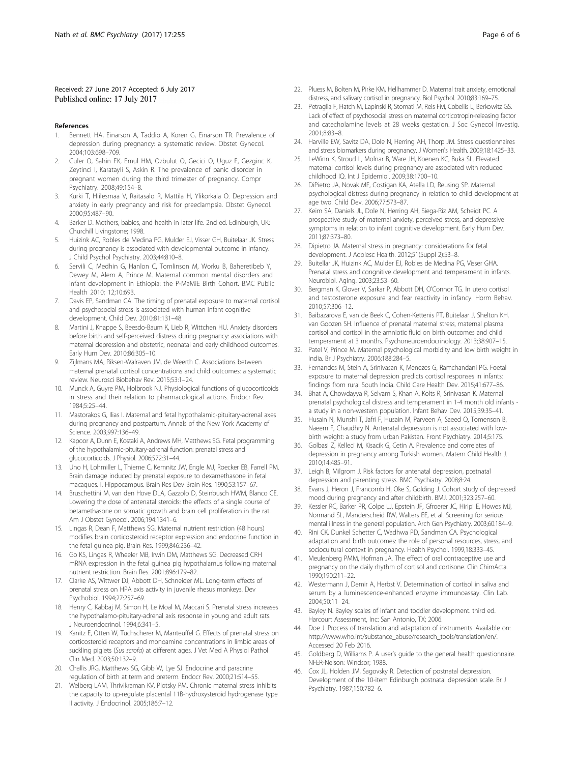Received: 27 June 2017 Accepted: 6 July 2017
Published online: 17 July 2017

## References

1. Bennett HA, Einarson A, Taddio A, Koren G, Einarson TR. Prevalence of depression during pregnancy: a systematic review. Obstet Gynecol. 2004;103:698–709.
2. Guler O, Sahin FK, Emul HM, Ozbulut O, Gecici O, Uguz F, Gezginc K, Zeytinci I, Karatayli S, Askin R. The prevalence of panic disorder in pregnant women during the third trimester of pregnancy. Compr Psychiatry. 2008;49:154–8.
3. Kurki T, Hiilesmaa V, Raitasalo R, Mattila H, Ylikorkala O. Depression and anxiety in early pregnancy and risk for preeclampsia. Obstet Gynecol. 2000;95:487–90.
4. Barker D. Mothers, babies, and health in later life. 2nd ed. Edinburgh, UK: Churchill Livingstone; 1998.
5. Huizink AC, Robles de Medina PG, Mulder EJ, Visser GH, Buitelaar JK. Stress during pregnancy is associated with developmental outcome in infancy. J Child Psychol Psychiatry. 2003;44:810–8.
6. Servili C, Medhin G, Hanlon C, Tomlinson M, Worku B, Baheretibeb Y, Dewey M, Alem A, Prince M. Maternal common mental disorders and infant development in Ethiopia: the P-MaMiE Birth Cohort. BMC Public Health 2010; 12;10:693.
7. Davis EP, Sandman CA. The timing of prenatal exposure to maternal cortisol and psychosocial stress is associated with human infant cognitive development. Child Dev. 2010;81:131–48.
8. Martini J, Knappe S, Beesdo-Baum K, Lieb R, Wittchen HU. Anxiety disorders before birth and self-perceived distress during pregnancy: associations with maternal depression and obstetric, neonatal and early childhood outcomes. Early Hum Dev. 2010;86:305–10.
9. Zijlmans MA, Riksen-Walraven JM, de Weerth C. Associations between maternal prenatal cortisol concentrations and child outcomes: a systematic review. Neurosci Biobehav Rev. 2015;53:1–24.
10. Munck A, Guyre PM, Holbrook NJ. Physiological functions of glucocorticoids in stress and their relation to pharmacological actions. Endocr Rev. 1984;5:25–44.
11. Mastorakos G, Ilias I. Maternal and fetal hypothalamic-pituitary-adrenal axes during pregnancy and postpartum. Annals of the New York Academy of Science. 2003;997:136–49.
12. Kapoor A, Dunn E, Kostaki A, Andrews MH, Matthews SG. Fetal programming of the hypothalamic-pituitary-adrenal function: prenatal stress and glucocorticoids. J Physiol. 2006;572:31–44.
13. Uno H, Lohmiller L, Thieme C, Kemnitz JW, Engle MJ, Roecker EB, Farrell PM. Brain damage induced by prenatal exposure to dexamethasone in fetal macaques. I. Hippocampus. Brain Res Dev Brain Res. 1990;53:157–67.
14. Bruschettini M, van den Hove DLA, Gazzolo D, Steinbusch HWM, Blanco CE. Lowering the dose of antenatal steroids: the effects of a single course of betamethasone on somatic growth and brain cell proliferation in the rat. Am J Obstet Gynecol. 2006;194:1341–6.
15. Lingas R, Dean F, Matthews SG. Maternal nutrient restriction (48 hours) modifies brain corticosteroid receptor expression and endocrine function in the fetal guinea pig. Brain Res. 1999;846:236–42.
16. Go KS, Lingas R, Wheeler MB, Irwin DM, Matthews SG. Decreased CRH mRNA expression in the fetal guinea pig hypothalamus following maternal nutrient restriction. Brain Res. 2001;896:179–82.
17. Clarke AS, Wittwer DJ, Abbott DH, Schneider ML. Long-term effects of prenatal stress on HPA axis activity in juvenile rhesus monkeys. Dev Psychobiol. 1994;27:257–69.
18. Henry C, Kabbaj M, Simon H, Le Moal M, Maccari S. Prenatal stress increases the hypothalamo-pituitary-adrenal axis response in young and adult rats. J Neuroendocrinol. 1994;6:341–5.
19. Kanitz E, Otten W, Tuchscherer M, Manteuffel G. Effects of prenatal stress on corticosteroid receptors and monoamine concentrations in limbic areas of suckling piglets (*Sus scrofa*) at different ages. J Vet Med A Physiol Pathol Clin Med. 2003;50:132–9.
20. Challis JRG, Matthews SG, Gibb W, Lye SJ. Endocrine and paracrine regulation of birth at term and preterm. Endocr Rev. 2000;21:514–55.
21. Welberg LAM, Thrivikraman KV, Plotsky PM. Chronic maternal stress inhibits the capacity to up-regulate placental 11B-hydroxysteroid hydrogenase type II activity. J Endocrinol. 2005;186:7–12.
22. Pluess M, Bolten M, Pirke KM, Hellhammer D. Maternal trait anxiety, emotional distress, and salivary cortisol in pregnancy. Biol Psychol. 2010;83:169–75.
23. Petraglia F, Hatch M, Lapinski R, Stomati M, Reis FM, Cobellis L, Berkowitz GS. Lack of effect of psychosocial stress on maternal corticotropin-releasing factor and catecholamine levels at 28 weeks gestation. J Soc Gynecol Investig. 2001;8:83–8.
24. Harville EW, Savitz DA, Dole N, Herring AH, Thorp JM. Stress questionnaires and stress biomarkers during pregnancy. J Women's Health. 2009;18:1425–33.
25. LeWinn K, Stroud L, Molnar B, Ware JH, Koenen KC, Buka SL. Elevated maternal cortisol levels during pregnancy are associated with reduced childhood IQ. Int J Epidemiol. 2009;38:1700–10.
26. DiPietro JA, Novak MF, Costigan KA, Atella LD, Reusing SP. Maternal psychological distress during pregnancy in relation to child development at age two. Child Dev. 2006;77:573–87.
27. Keim SA, Daniels JL, Dole N, Herring AH, Siega-Riz AM, Scheidt PC. A prospective study of maternal anxiety, perceived stress, and depressive symptoms in relation to infant cognitive development. Early Hum Dev. 2011;87:373–80.
28. Dipietro JA. Maternal stress in pregnancy: considerations for fetal development. J Adolesc Health. 2012;51(Suppl 2):S3–8.
29. Buitellar JK, Huizink AC, Mulder EJ, Robles de Medina PG, Visser GHA. Prenatal stress and congnitive development and temperament in infants. Neurobiol. Aging. 2003;23:53–60.
30. Bergman K, Glover V, Sarkar P, Abbott DH, O'Connor TG. In utero cortisol and testosterone exposure and fear reactivity in infancy. Horm Behav. 2010;57:306–12.
31. Baibazarova E, van de Beek C, Cohen-Kettenis PT, Buitelaar J, Shelton KH, van Goozen SH. Influence of prenatal maternal stress, maternal plasma cortisol and cortisol in the amniotic fluid on birth outcomes and child temperament at 3 months. Psychoneuroendocrinology. 2013;38:907–15.
32. Patel V, Prince M. Maternal psychological morbidity and low birth weight in India. Br J Psychiatry. 2006;188:284–5.
33. Fernandes M, Stein A, Srinivasan K, Menezes G, Ramchandani PG. Foetal exposure to maternal depression predicts cortisol responses in infants: findings from rural South India. Child Care Health Dev. 2015;41:677–86.
34. Bhat A, Chowdayya R, Selvam S, Khan A, Kolts R, Srinivasan K. Maternal prenatal psychological distress and temperament in 1-4 month old infants - a study in a non-western population. Infant Behav Dev. 2015;39:35–41.
35. Husain N, Munshi T, Jafri F, Husain M, Parveen A, Saeed Q, Tomenson B, Naeem F, Chaudhry N. Antenatal depression is not associated with low-birth weight: a study from urban Pakistan. Front Psychiatry. 2014;5:175.
36. Golbasi Z, Kelleci M, Kisacik G, Cetin A. Prevalence and correlates of depression in pregnancy among Turkish women. Matern Child Health J. 2010;14:485–91.
37. Leigh B, Milgrom J. Risk factors for antenatal depression, postnatal depression and parenting stress. BMC Psychiatry. 2008;8:24.
38. Evans J, Heron J, Francomb H, Oke S, Golding J. Cohort study of depressed mood during pregnancy and after childbirth. BMJ. 2001;323:257–60.
39. Kessler RC, Barker PR, Colpe LJ, Epstein JF, Gfroerer JC, Hiripi E, Howes MJ, Normand SL, Manderscheid RW, Walters EE, et al. Screening for serious mental illness in the general population. Arch Gen Psychiatry. 2003;60:184–9.
40. Rini CK, Dunkel Schetter C, Wadhwa PD, Sandman CA. Psychological adaptation and birth outcomes: the role of personal resources, stress, and sociocultural context in pregnancy. Health Psychol. 1999;18:333–45.
41. Meulenberg PMM, Hofman JA. The effect of oral contraceptive use and pregnancy on the daily rhythm of cortisol and cortisone. Clin ChimActa. 1990;190:211–22.
42. Westermann J, Demir A, Herbst V. Determination of cortisol in saliva and serum by a luminescence-enhanced enzyme immunoassay. Clin Lab. 2004;50:11–24.
43. Bayley N. Bayley scales of infant and toddler development. third ed. Harcourt Assessment, Inc: San Antonio, TX; 2006.
44. Doe J. Process of translation and adaptation of instruments. Available on: http://www.who.int/substance_abuse/research_tools/translation/en/. Accessed 20 Feb 2016.
45. Goldberg D, Williams P. A user's guide to the general health questionnaire. NFER-Nelson: Windsor; 1988.
46. Cox JL, Holden JM, Sagovsky R. Detection of postnatal depression. Development of the 10-item Edinburgh postnatal depression scale. Br J Psychiatry. 1987;150:782–6.